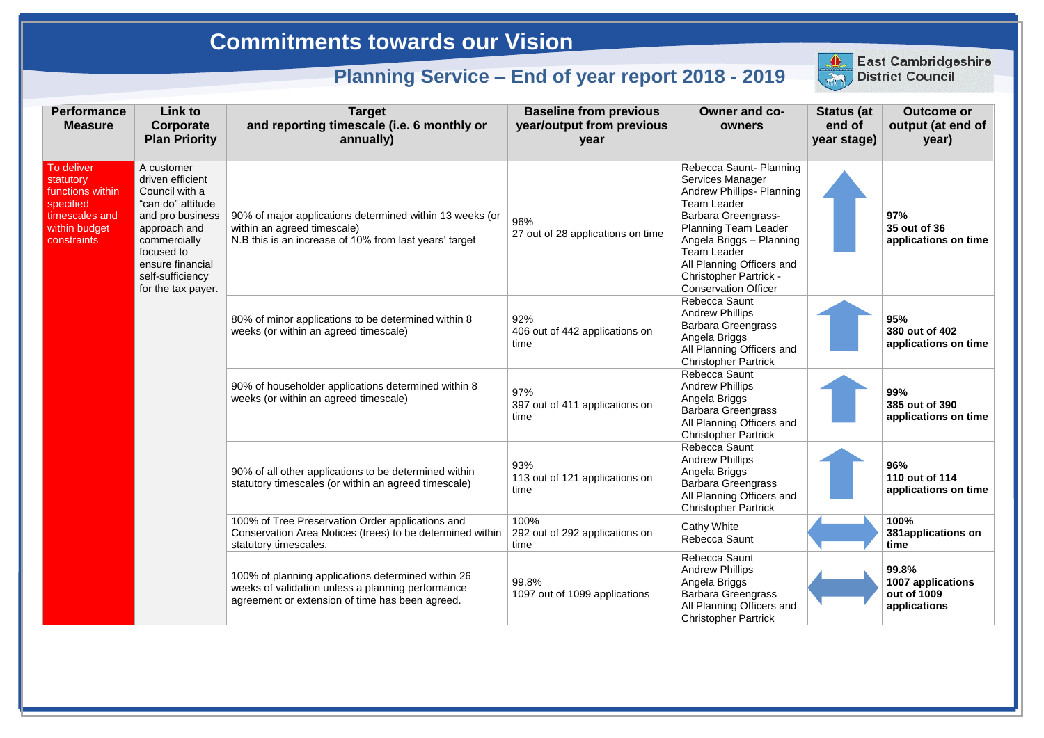# Commitments towards our Vision

## Planning Service – End of year report 2018 - 2019

East Cambridgeshire District Council

| Performance Measure | Link to Corporate Plan Priority | Target and reporting timescale (i.e. 6 monthly or annually) | Baseline from previous year/output from previous year | Owner and co-owners | Status (at end of year stage) | Outcome or output (at end of year) |
|---|---|---|---|---|---|---|
| To deliver statutory functions within specified timescales and within budget constraints | A customer driven efficient Council with a "can do" attitude and pro business approach and commercially focused to ensure financial self-sufficiency for the tax payer. | 90% of major applications determined within 13 weeks (or within an agreed timescale)<br>N.B this is an increase of 10% from last years' target | 96%<br>27 out of 28 applications on time | Rebecca Saunt- Planning Services Manager<br>Andrew Phillips- Planning Team Leader<br>Barbara Greengrass- Planning Team Leader<br>Angela Briggs – Planning Team Leader<br>All Planning Officers and Christopher Partrick - Conservation Officer | ↑ | **97%<br>35 out of 36 applications on time** |
| | | 80% of minor applications to be determined within 8 weeks (or within an agreed timescale) | 92%<br>406 out of 442 applications on time | Rebecca Saunt<br>Andrew Phillips<br>Barbara Greengrass<br>Angela Briggs<br>All Planning Officers and Christopher Partrick | ↑ | **95%<br>380 out of 402 applications on time** |
| | | 90% of householder applications determined within 8 weeks (or within an agreed timescale) | 97%<br>397 out of 411 applications on time | Rebecca Saunt<br>Andrew Phillips<br>Angela Briggs<br>Barbara Greengrass<br>All Planning Officers and Christopher Partrick | ↑ | **99%<br>385 out of 390 applications on time** |
| | | 90% of all other applications to be determined within statutory timescales (or within an agreed timescale) | 93%<br>113 out of 121 applications on time | Rebecca Saunt<br>Andrew Phillips<br>Angela Briggs<br>Barbara Greengrass<br>All Planning Officers and Christopher Partrick | ↑ | **96%<br>110 out of 114 applications on time** |
| | | 100% of Tree Preservation Order applications and Conservation Area Notices (trees) to be determined within statutory timescales. | 100%<br>292 out of 292 applications on time | Cathy White<br>Rebecca Saunt | ↔ | **100%<br>381applications on time** |
| | | 100% of planning applications determined within 26 weeks of validation unless a planning performance agreement or extension of time has been agreed. | 99.8%<br>1097 out of 1099 applications | Rebecca Saunt<br>Andrew Phillips<br>Angela Briggs<br>Barbara Greengrass<br>All Planning Officers and Christopher Partrick | ↔ | **99.8%<br>1007 applications out of 1009 applications** |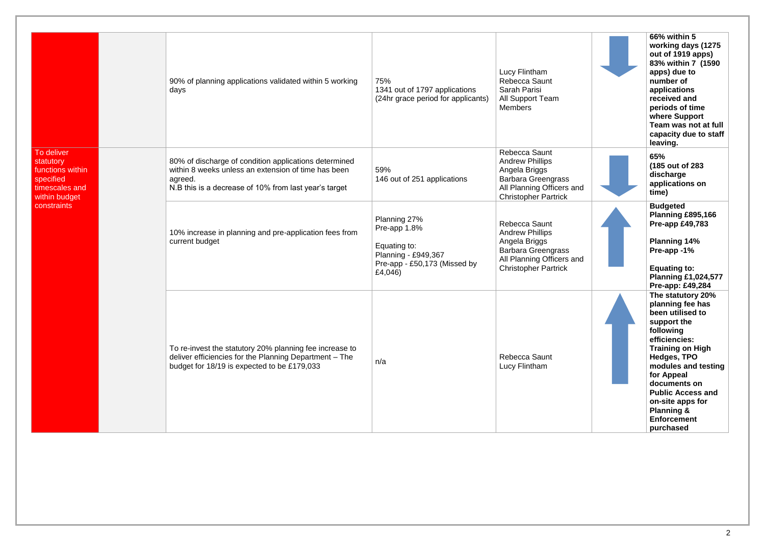| | | | | | | |
|---|---|---|---|---|---|---|
| To deliver statutory functions within specified timescales and within budget constraints | | 90% of planning applications validated within 5 working days | 75%<br>1341 out of 1797 applications<br>(24hr grace period for applicants) | Lucy Flintham<br>Rebecca Saunt<br>Sarah Parisi<br>All Support Team Members | ↓ | **66% within 5 working days (1275 out of 1919 apps) 83% within 7 (1590 apps) due to number of applications received and periods of time where Support Team was not at full capacity due to staff leaving.** |
| | | 80% of discharge of condition applications determined within 8 weeks unless an extension of time has been agreed.<br>N.B this is a decrease of 10% from last year's target | 59%<br>146 out of 251 applications | Rebecca Saunt<br>Andrew Phillips<br>Angela Briggs<br>Barbara Greengrass<br>All Planning Officers and Christopher Partrick | ↓ | **65%<br>(185 out of 283 discharge applications on time)** |
| | | 10% increase in planning and pre-application fees from current budget | Planning 27%<br>Pre-app 1.8%<br><br>Equating to:<br>Planning - £949,367<br>Pre-app - £50,173 (Missed by £4,046) | Rebecca Saunt<br>Andrew Phillips<br>Angela Briggs<br>Barbara Greengrass<br>All Planning Officers and Christopher Partrick | ↑ | **Budgeted<br>Planning £895,166<br>Pre-app £49,783<br><br>Planning 14%<br>Pre-app -1%<br><br>Equating to:<br>Planning £1,024,577<br>Pre-app: £49,284** |
| | | To re-invest the statutory 20% planning fee increase to deliver efficiencies for the Planning Department – The budget for 18/19 is expected to be £179,033 | n/a | Rebecca Saunt<br>Lucy Flintham | ↑ | **The statutory 20% planning fee has been utilised to support the following efficiencies: Training on High Hedges, TPO modules and testing for Appeal documents on Public Access and on-site apps for Planning & Enforcement purchased** |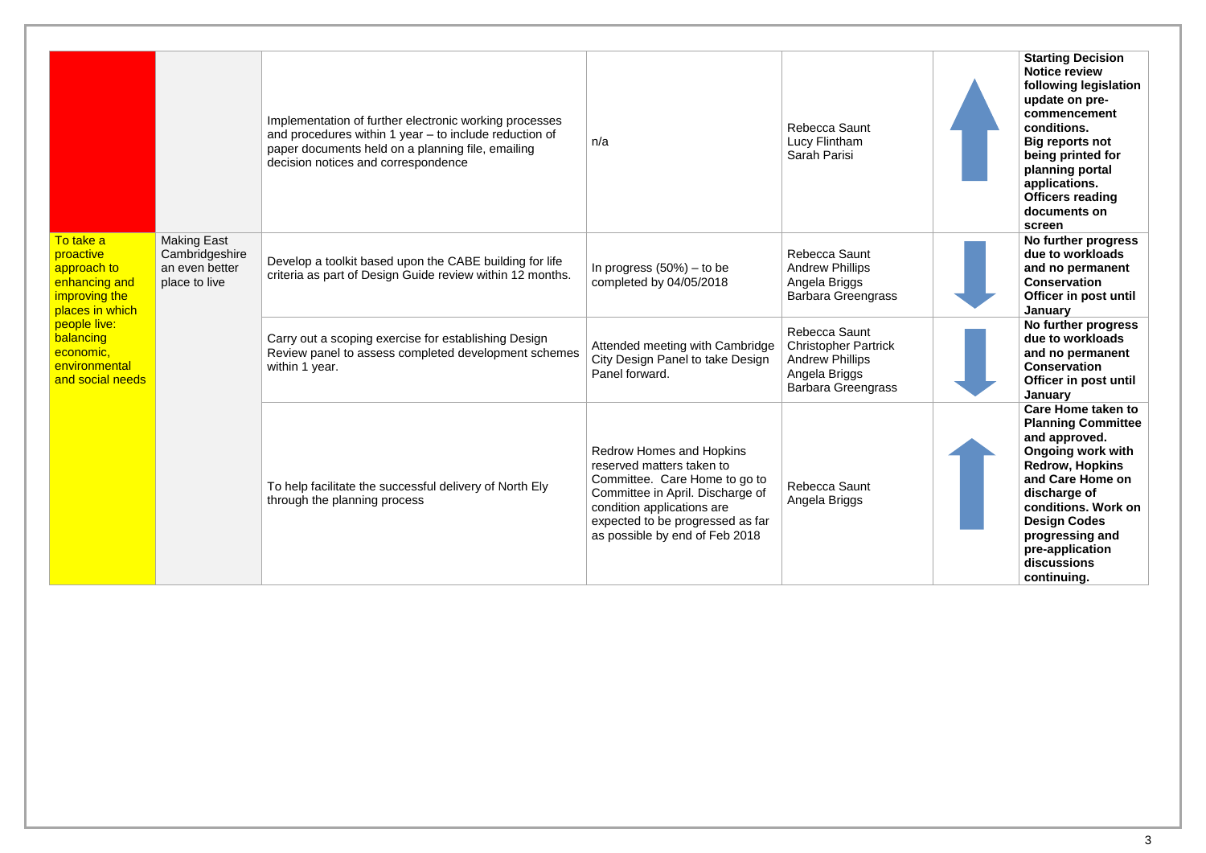| | | | | | | |
|---|---|---|---|---|---|---|
| | | Implementation of further electronic working processes and procedures within 1 year – to include reduction of paper documents held on a planning file, emailing decision notices and correspondence | n/a | Rebecca Saunt<br>Lucy Flintham<br>Sarah Parisi | ↑ | **Starting Decision Notice review following legislation update on pre-commencement conditions. Big reports not being printed for planning portal applications. Officers reading documents on screen** |
| To take a proactive approach to enhancing and improving the places in which people live: balancing economic, environmental and social needs | Making East Cambridgeshire an even better place to live | Develop a toolkit based upon the CABE building for life criteria as part of Design Guide review within 12 months. | In progress (50%) – to be completed by 04/05/2018 | Rebecca Saunt<br>Andrew Phillips<br>Angela Briggs<br>Barbara Greengrass | ↓ | **No further progress due to workloads and no permanent Conservation Officer in post until January** |
| | | Carry out a scoping exercise for establishing Design Review panel to assess completed development schemes within 1 year. | Attended meeting with Cambridge City Design Panel to take Design Panel forward. | Rebecca Saunt<br>Christopher Partrick<br>Andrew Phillips<br>Angela Briggs<br>Barbara Greengrass | ↓ | **No further progress due to workloads and no permanent Conservation Officer in post until January** |
| | | To help facilitate the successful delivery of North Ely through the planning process | Redrow Homes and Hopkins reserved matters taken to Committee. Care Home to go to Committee in April. Discharge of condition applications are expected to be progressed as far as possible by end of Feb 2018 | Rebecca Saunt<br>Angela Briggs | ↑ | **Care Home taken to Planning Committee and approved. Ongoing work with Redrow, Hopkins and Care Home on discharge of conditions. Work on Design Codes progressing and pre-application discussions continuing.** |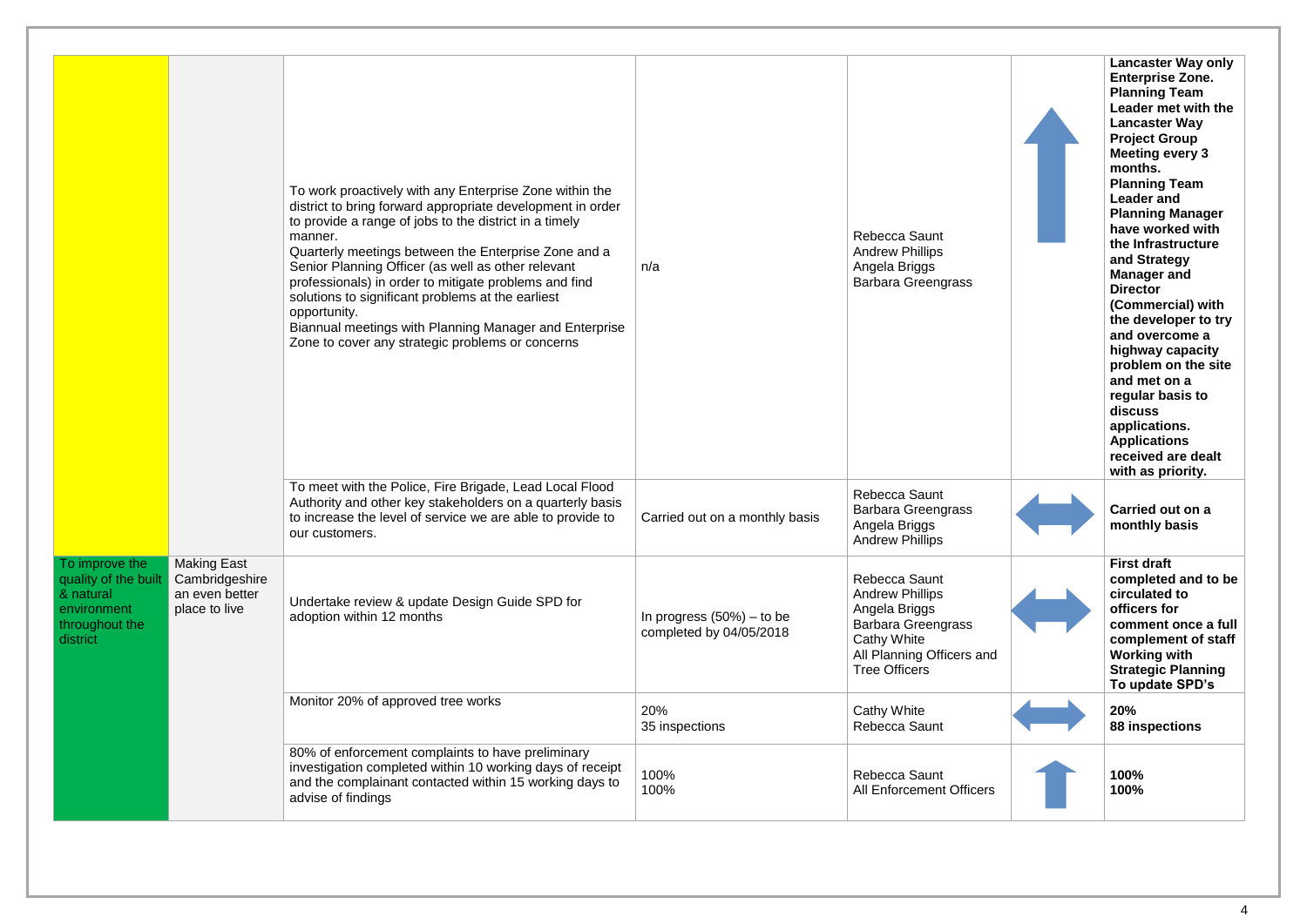| | | | | | | |
|---|---|---|---|---|---|---|
| | | To work proactively with any Enterprise Zone within the district to bring forward appropriate development in order to provide a range of jobs to the district in a timely manner.<br>Quarterly meetings between the Enterprise Zone and a Senior Planning Officer (as well as other relevant professionals) in order to mitigate problems and find solutions to significant problems at the earliest opportunity.<br>Biannual meetings with Planning Manager and Enterprise Zone to cover any strategic problems or concerns | n/a | Rebecca Saunt<br>Andrew Phillips<br>Angela Briggs<br>Barbara Greengrass | ↑ | **Lancaster Way only Enterprise Zone. Planning Team Leader met with the Lancaster Way Project Group Meeting every 3 months. Planning Team Leader and Planning Manager have worked with the Infrastructure and Strategy Manager and Director (Commercial) with the developer to try and overcome a highway capacity problem on the site and met on a regular basis to discuss applications. Applications received are dealt with as priority.** |
| | | To meet with the Police, Fire Brigade, Lead Local Flood Authority and other key stakeholders on a quarterly basis to increase the level of service we are able to provide to our customers. | Carried out on a monthly basis | Rebecca Saunt<br>Barbara Greengrass<br>Angela Briggs<br>Andrew Phillips | ↔ | **Carried out on a monthly basis** |
| To improve the quality of the built & natural environment throughout the district | Making East Cambridgeshire an even better place to live | Undertake review & update Design Guide SPD for adoption within 12 months | In progress (50%) – to be completed by 04/05/2018 | Rebecca Saunt<br>Andrew Phillips<br>Angela Briggs<br>Barbara Greengrass<br>Cathy White<br>All Planning Officers and Tree Officers | ↔ | **First draft completed and to be circulated to officers for comment once a full complement of staff Working with Strategic Planning To update SPD's** |
| | | Monitor 20% of approved tree works | 20%<br>35 inspections | Cathy White<br>Rebecca Saunt | ↔ | **20%<br>88 inspections** |
| | | 80% of enforcement complaints to have preliminary investigation completed within 10 working days of receipt and the complainant contacted within 15 working days to advise of findings | 100%<br>100% | Rebecca Saunt<br>All Enforcement Officers | ↑ | **100%<br>100%** |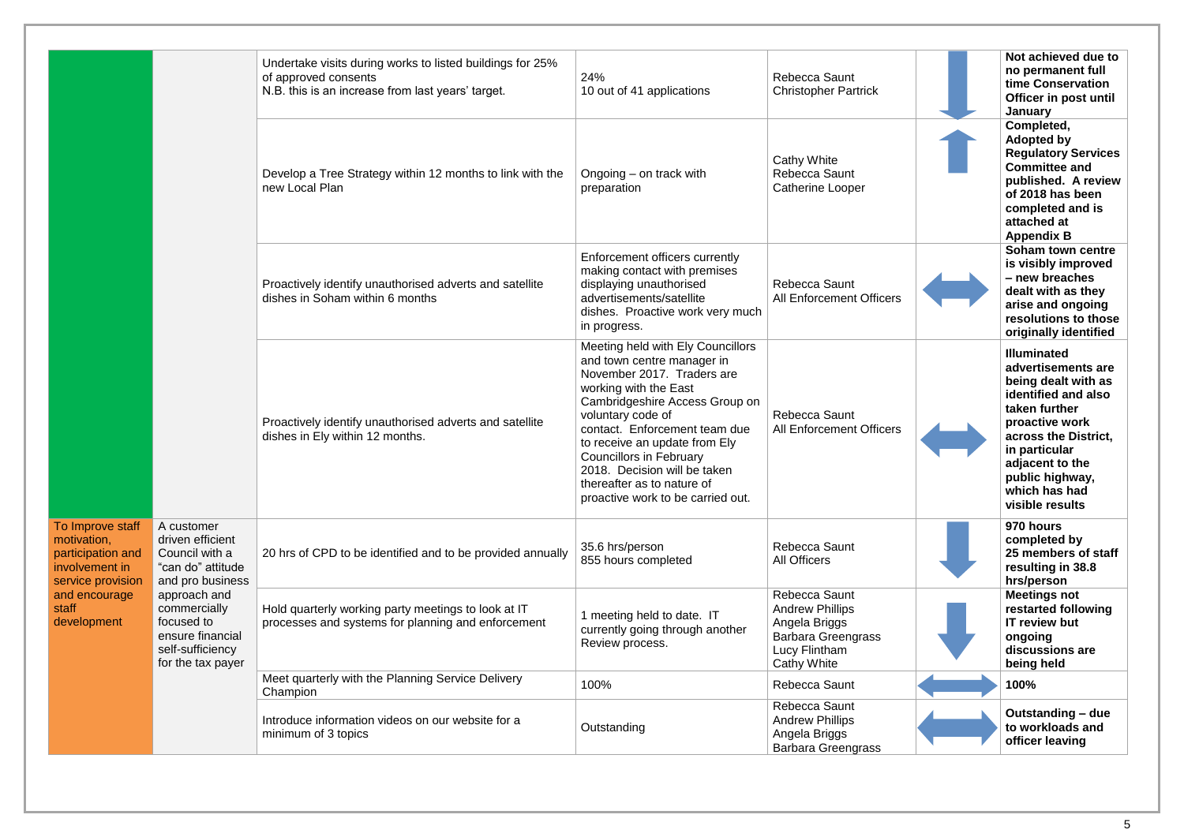|  |  |  |  |  |  |  |
|---|---|---|---|---|---|---|
|  |  | Undertake visits during works to listed buildings for 25% of approved consents<br>N.B. this is an increase from last years' target. | 24%<br>10 out of 41 applications | Rebecca Saunt<br>Christopher Partrick | ↓ | **Not achieved due to no permanent full time Conservation Officer in post until January** |
|  |  | Develop a Tree Strategy within 12 months to link with the new Local Plan | Ongoing – on track with preparation | Cathy White<br>Rebecca Saunt<br>Catherine Looper | ↑ | **Completed, Adopted by Regulatory Services Committee and published. A review of 2018 has been completed and is attached at Appendix B** |
|  |  | Proactively identify unauthorised adverts and satellite dishes in Soham within 6 months | Enforcement officers currently making contact with premises displaying unauthorised advertisements/satellite dishes. Proactive work very much in progress. | Rebecca Saunt<br>All Enforcement Officers | ↔ | **Soham town centre is visibly improved – new breaches dealt with as they arise and ongoing resolutions to those originally identified** |
|  |  | Proactively identify unauthorised adverts and satellite dishes in Ely within 12 months. | Meeting held with Ely Councillors and town centre manager in November 2017. Traders are working with the East Cambridgeshire Access Group on voluntary code of contact. Enforcement team due to receive an update from Ely Councillors in February 2018. Decision will be taken thereafter as to nature of proactive work to be carried out. | Rebecca Saunt<br>All Enforcement Officers | ↔ | **Illuminated advertisements are being dealt with as identified and also taken further proactive work across the District, in particular adjacent to the public highway, which has had visible results** |
| To Improve staff motivation, participation and involvement in service provision and encourage staff development | A customer driven efficient Council with a "can do" attitude and pro business approach and commercially focused to ensure financial self-sufficiency for the tax payer | 20 hrs of CPD to be identified and to be provided annually | 35.6 hrs/person<br>855 hours completed | Rebecca Saunt<br>All Officers | ↓ | **970 hours completed by 25 members of staff resulting in 38.8 hrs/person** |
|  |  | Hold quarterly working party meetings to look at IT processes and systems for planning and enforcement | 1 meeting held to date. IT currently going through another Review process. | Rebecca Saunt<br>Andrew Phillips<br>Angela Briggs<br>Barbara Greengrass<br>Lucy Flintham<br>Cathy White | ↓ | **Meetings not restarted following IT review but ongoing discussions are being held** |
|  |  | Meet quarterly with the Planning Service Delivery Champion | 100% | Rebecca Saunt | ↔ | **100%** |
|  |  | Introduce information videos on our website for a minimum of 3 topics | Outstanding | Rebecca Saunt<br>Andrew Phillips<br>Angela Briggs<br>Barbara Greengrass | ↔ | **Outstanding – due to workloads and officer leaving** |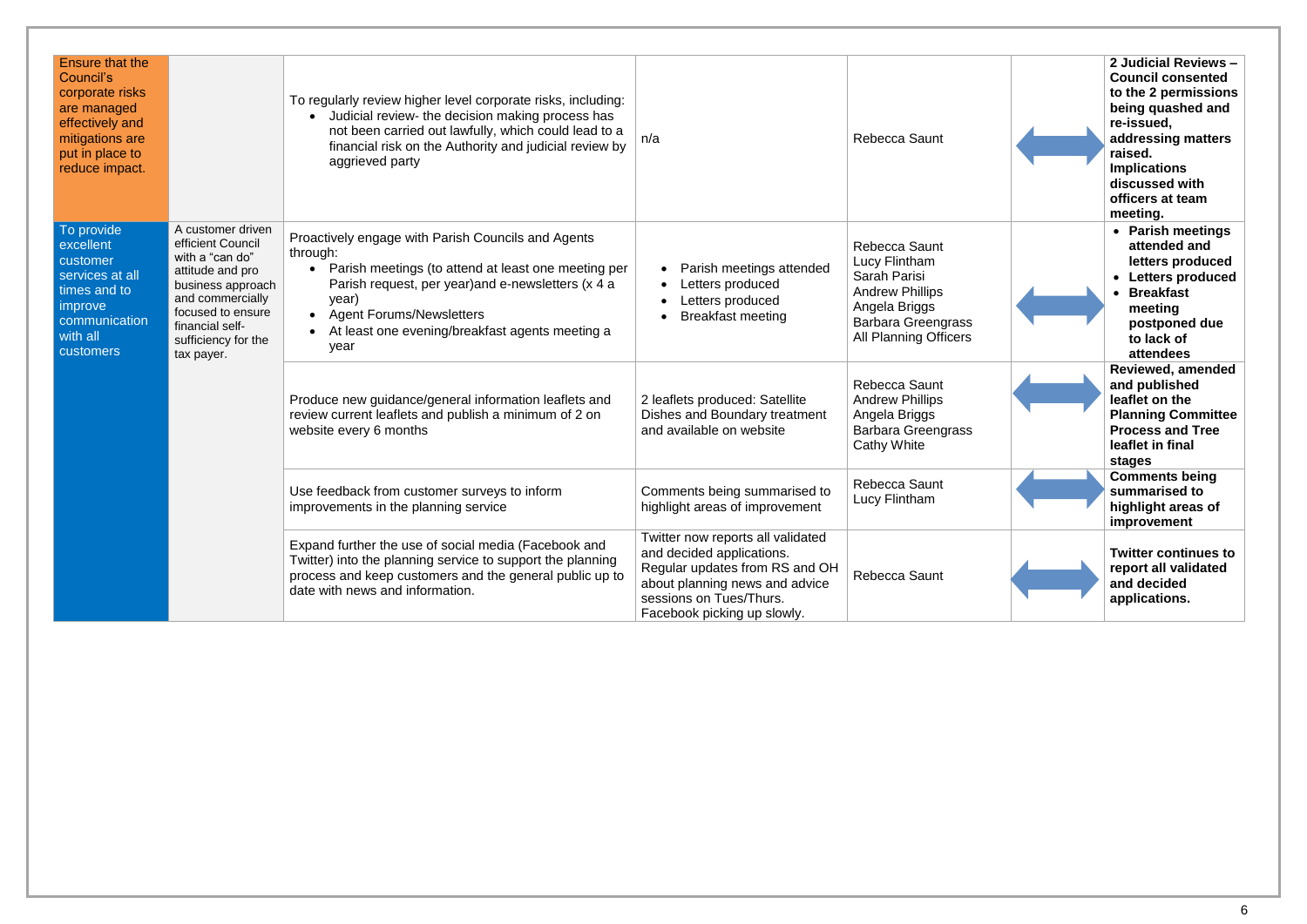| | | | | | | |
|---|---|---|---|---|---|---|
| Ensure that the Council's corporate risks are managed effectively and mitigations are put in place to reduce impact. | | To regularly review higher level corporate risks, including:<br>• Judicial review- the decision making process has not been carried out lawfully, which could lead to a financial risk on the Authority and judicial review by aggrieved party | n/a | Rebecca Saunt | ⟷ | **2 Judicial Reviews – Council consented to the 2 permissions being quashed and re-issued, addressing matters raised. Implications discussed with officers at team meeting.** |
| To provide excellent customer services at all times and to improve communication with all customers | A customer driven efficient Council with a "can do" attitude and pro business approach and commercially focused to ensure financial self-sufficiency for the tax payer. | Proactively engage with Parish Councils and Agents through:<br>• Parish meetings (to attend at least one meeting per Parish request, per year)and e-newsletters (x 4 a year)<br>• Agent Forums/Newsletters<br>• At least one evening/breakfast agents meeting a year | • Parish meetings attended<br>• Letters produced<br>• Letters produced<br>• Breakfast meeting | Rebecca Saunt<br>Lucy Flintham<br>Sarah Parisi<br>Andrew Phillips<br>Angela Briggs<br>Barbara Greengrass<br>All Planning Officers | ⟷ | **• Parish meetings attended and letters produced<br>• Letters produced<br>• Breakfast meeting postponed due to lack of attendees** |
| | | Produce new guidance/general information leaflets and review current leaflets and publish a minimum of 2 on website every 6 months | 2 leaflets produced: Satellite Dishes and Boundary treatment and available on website | Rebecca Saunt<br>Andrew Phillips<br>Angela Briggs<br>Barbara Greengrass<br>Cathy White | ⟷ | **Reviewed, amended and published leaflet on the Planning Committee Process and Tree leaflet in final stages** |
| | | Use feedback from customer surveys to inform improvements in the planning service | Comments being summarised to highlight areas of improvement | Rebecca Saunt<br>Lucy Flintham | ⟷ | **Comments being summarised to highlight areas of improvement** |
| | | Expand further the use of social media (Facebook and Twitter) into the planning service to support the planning process and keep customers and the general public up to date with news and information. | Twitter now reports all validated and decided applications. Regular updates from RS and OH about planning news and advice sessions on Tues/Thurs. Facebook picking up slowly. | Rebecca Saunt | ⟷ | **Twitter continues to report all validated and decided applications.** |